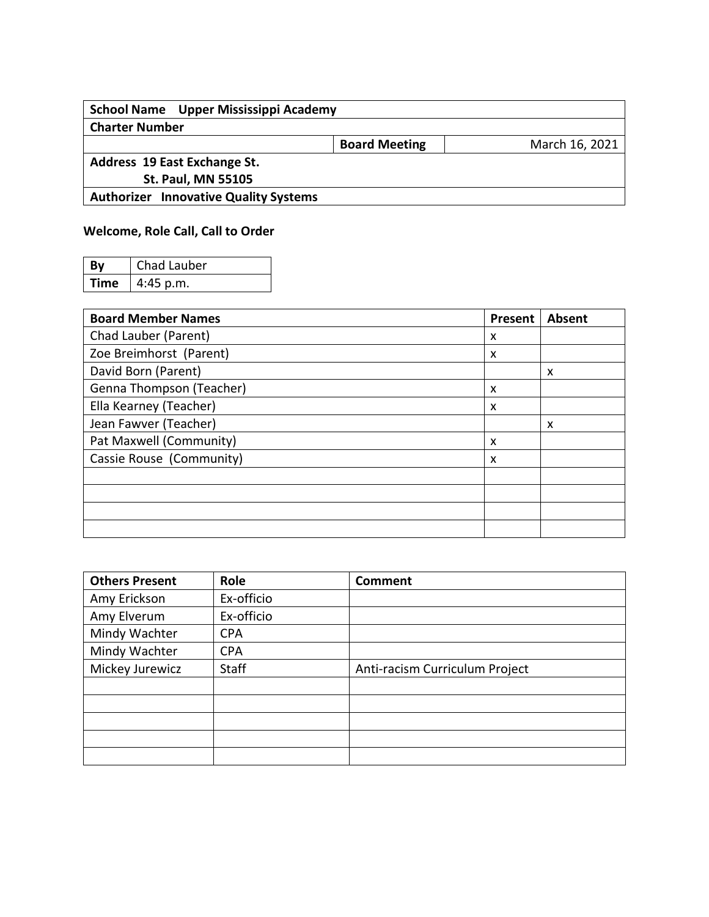| **School Name** **Upper Mississippi Academy** | | |
|---|---|---|
| **Charter Number** | | |
| | **Board Meeting** | March 16, 2021 |
| **Address 19 East Exchange St. St. Paul, MN 55105** | | |
| **Authorizer Innovative Quality Systems** | | |

### Welcome, Role Call, Call to Order

| **By** | Chad Lauber |
|---|---|
| **Time** | 4:45 p.m. |

| Board Member Names | Present | Absent |
|---|---|---|
| Chad Lauber (Parent) | x | |
| Zoe Breimhorst (Parent) | x | |
| David Born (Parent) | | x |
| Genna Thompson (Teacher) | x | |
| Ella Kearney (Teacher) | x | |
| Jean Fawver (Teacher) | | x |
| Pat Maxwell (Community) | x | |
| Cassie Rouse (Community) | x | |
| | | |
| | | |
| | | |
| | | |

| Others Present | Role | Comment |
|---|---|---|
| Amy Erickson | Ex-officio | |
| Amy Elverum | Ex-officio | |
| Mindy Wachter | CPA | |
| Mindy Wachter | CPA | |
| Mickey Jurewicz | Staff | Anti-racism Curriculum Project |
| | | |
| | | |
| | | |
| | | |
| | | |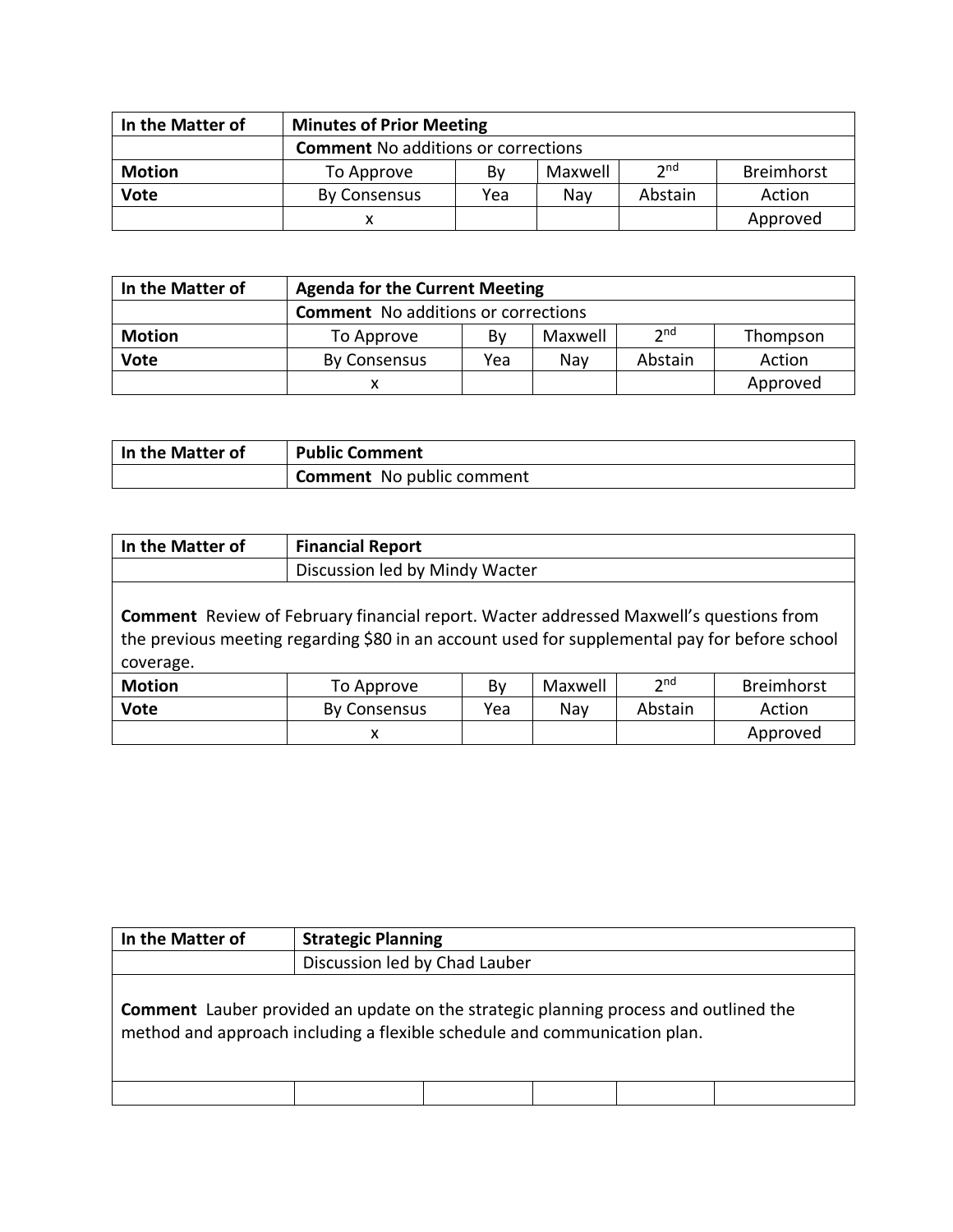| In the Matter of | Minutes of Prior Meeting | | | | |
|---|---|---|---|---|---|
| | **Comment** No additions or corrections | | | | |
| **Motion** | To Approve | By | Maxwell | 2nd | Breimhorst |
| **Vote** | By Consensus | Yea | Nay | Abstain | Action |
| | x | | | | Approved |

| In the Matter of | Agenda for the Current Meeting | | | | |
|---|---|---|---|---|---|
| | **Comment** No additions or corrections | | | | |
| **Motion** | To Approve | By | Maxwell | 2nd | Thompson |
| **Vote** | By Consensus | Yea | Nay | Abstain | Action |
| | x | | | | Approved |

| In the Matter of | Public Comment |
|---|---|
| | **Comment** No public comment |

| In the Matter of | Financial Report | | | | |
|---|---|---|---|---|---|
| | Discussion led by Mindy Wacter | | | | |
| **Comment** Review of February financial report. Wacter addressed Maxwell's questions from the previous meeting regarding $80 in an account used for supplemental pay for before school coverage. | | | | | |
| **Motion** | To Approve | By | Maxwell | 2nd | Breimhorst |
| **Vote** | By Consensus | Yea | Nay | Abstain | Action |
| | x | | | | Approved |

| In the Matter of | Strategic Planning | | | | |
|---|---|---|---|---|---|
| | Discussion led by Chad Lauber | | | | |
| **Comment** Lauber provided an update on the strategic planning process and outlined the method and approach including a flexible schedule and communication plan. | | | | | |
| | | | | | |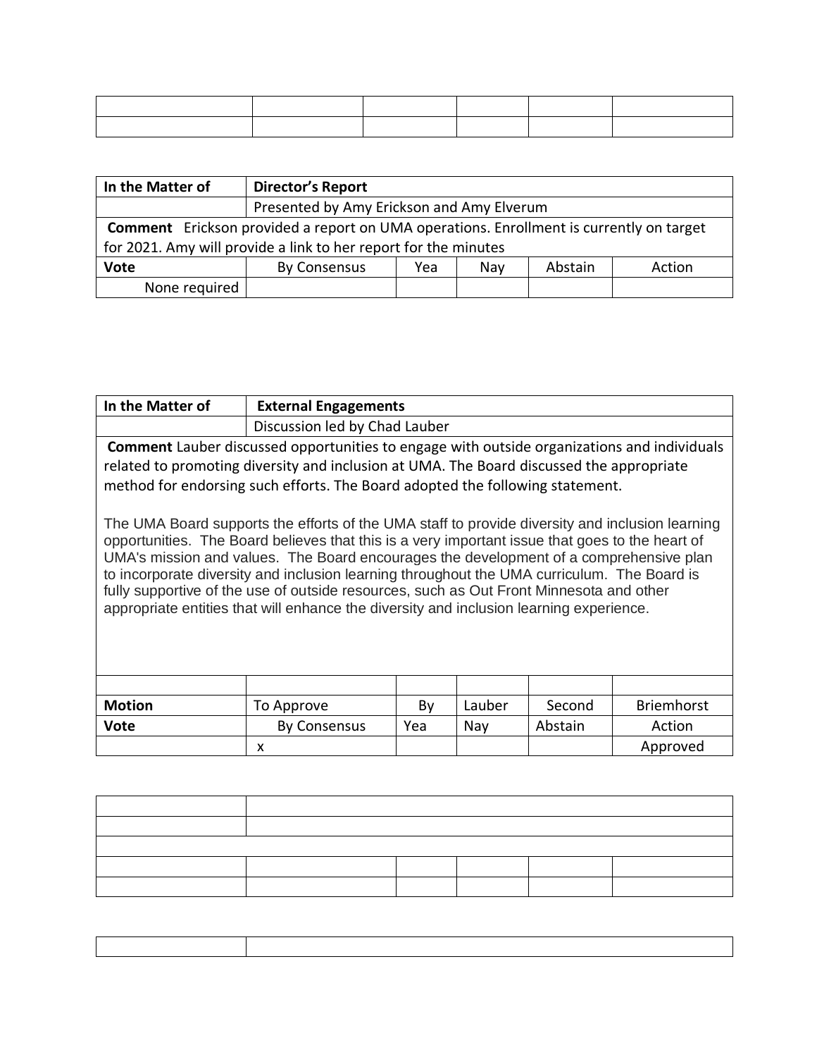| In the Matter of | Director's Report | | | | |
|---|---|---|---|---|---|
| | Presented by Amy Erickson and Amy Elverum | | | | |
| **Comment** Erickson provided a report on UMA operations. Enrollment is currently on target for 2021. Amy will provide a link to her report for the minutes | | | | | |
| **Vote** | By Consensus | Yea | Nay | Abstain | Action |
| None required | | | | | |

| In the Matter of | External Engagements | | | | |
|---|---|---|---|---|---|
| | Discussion led by Chad Lauber | | | | |
| **Comment** Lauber discussed opportunities to engage with outside organizations and individuals related to promoting diversity and inclusion at UMA. The Board discussed the appropriate method for endorsing such efforts. The Board adopted the following statement. The UMA Board supports the efforts of the UMA staff to provide diversity and inclusion learning opportunities. The Board believes that this is a very important issue that goes to the heart of UMA's mission and values. The Board encourages the development of a comprehensive plan to incorporate diversity and inclusion learning throughout the UMA curriculum. The Board is fully supportive of the use of outside resources, such as Out Front Minnesota and other appropriate entities that will enhance the diversity and inclusion learning experience. | | | | | |
| | | | | | |
| **Motion** | To Approve | By | Lauber | Second | Briemhorst |
| **Vote** | By Consensus | Yea | Nay | Abstain | Action |
| | x | | | | Approved |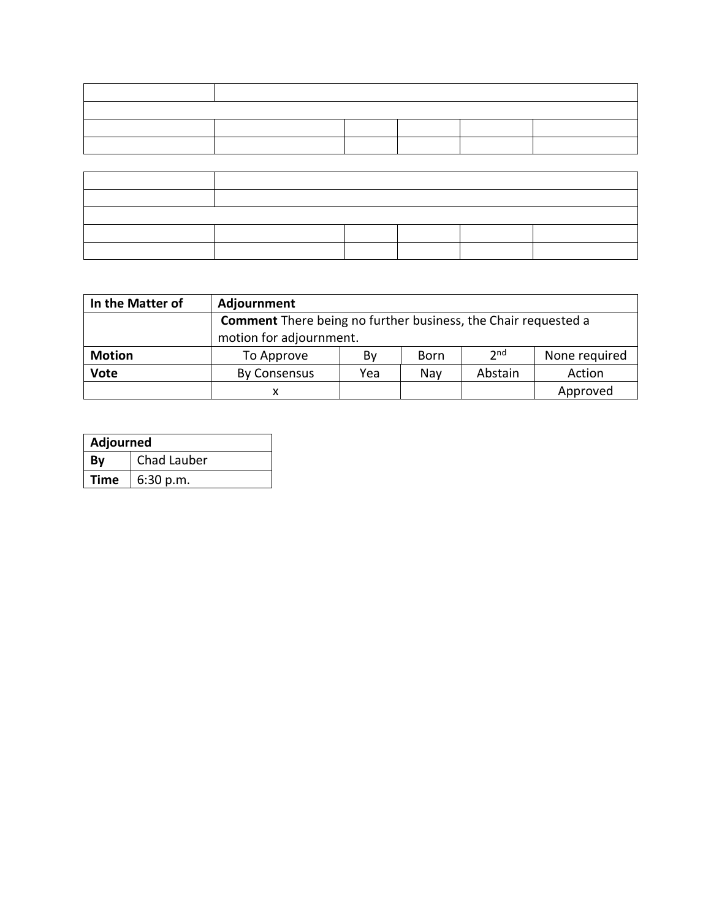| In the Matter of | Adjournment | | | | |
|---|---|---|---|---|---|
| | **Comment** There being no further business, the Chair requested a motion for adjournment. | | | | |
| **Motion** | To Approve | By | Born | 2nd | None required |
| **Vote** | By Consensus | Yea | Nay | Abstain | Action |
| | x | | | | Approved |

| Adjourned | |
|---|---|
| **By** | Chad Lauber |
| **Time** | 6:30 p.m. |